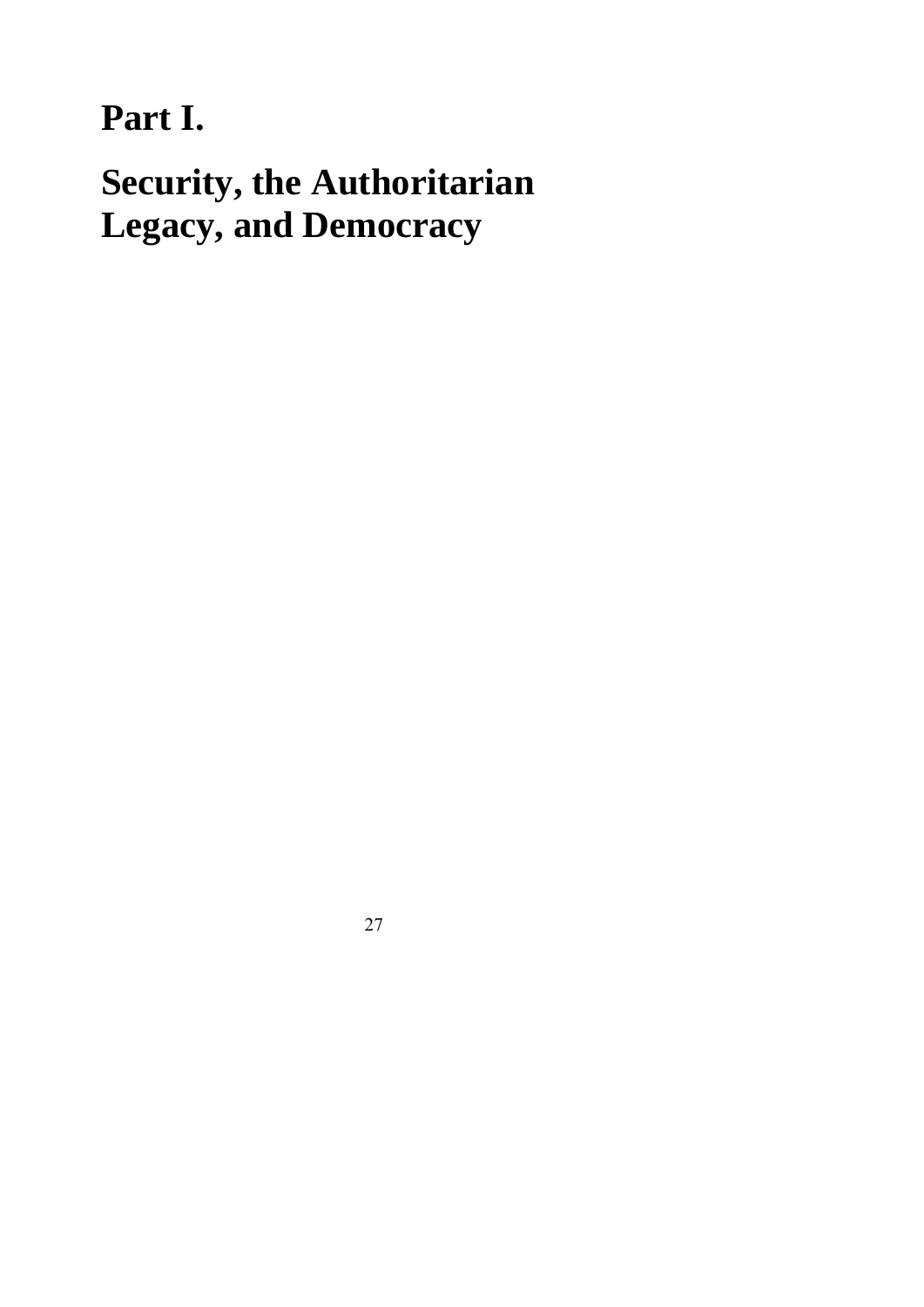# Part I.

# Security, the Authoritarian Legacy, and Democracy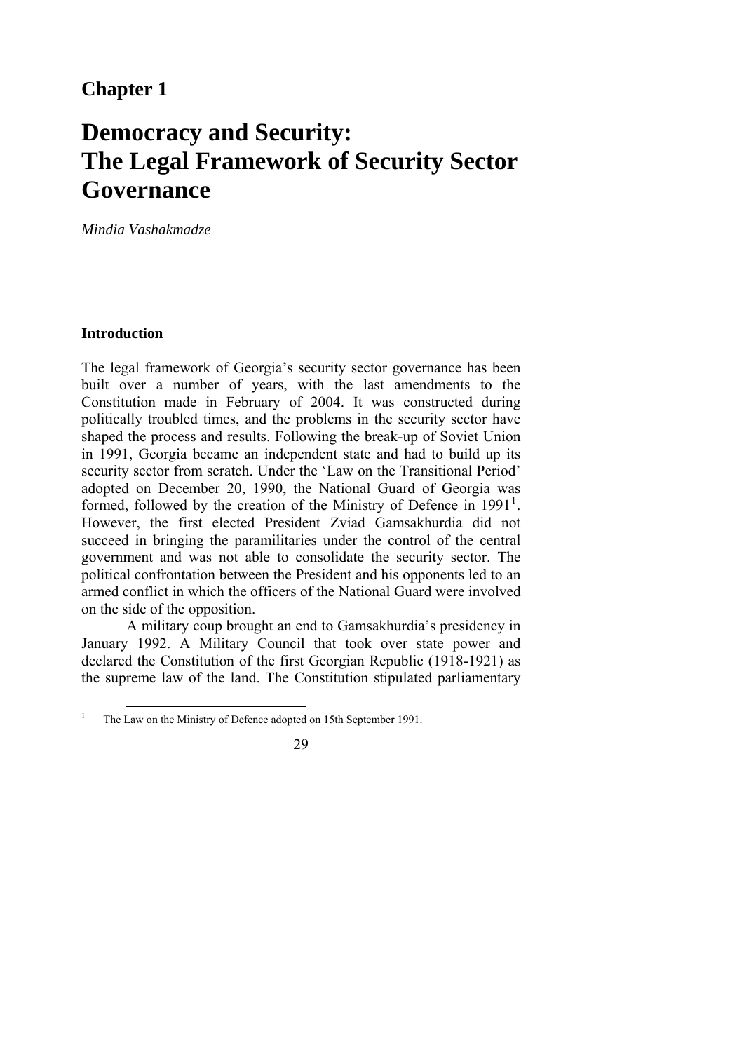# Chapter 1

# Democracy and Security: The Legal Framework of Security Sector Governance

*Mindia Vashakmadze*

## Introduction

The legal framework of Georgia's security sector governance has been built over a number of years, with the last amendments to the Constitution made in February of 2004. It was constructed during politically troubled times, and the problems in the security sector have shaped the process and results. Following the break-up of Soviet Union in 1991, Georgia became an independent state and had to build up its security sector from scratch. Under the 'Law on the Transitional Period' adopted on December 20, 1990, the National Guard of Georgia was formed, followed by the creation of the Ministry of Defence in 1991[1]. However, the first elected President Zviad Gamsakhurdia did not succeed in bringing the paramilitaries under the control of the central government and was not able to consolidate the security sector. The political confrontation between the President and his opponents led to an armed conflict in which the officers of the National Guard were involved on the side of the opposition.

A military coup brought an end to Gamsakhurdia's presidency in January 1992. A Military Council that took over state power and declared the Constitution of the first Georgian Republic (1918-1921) as the supreme law of the land. The Constitution stipulated parliamentary

[1] The Law on the Ministry of Defence adopted on 15th September 1991.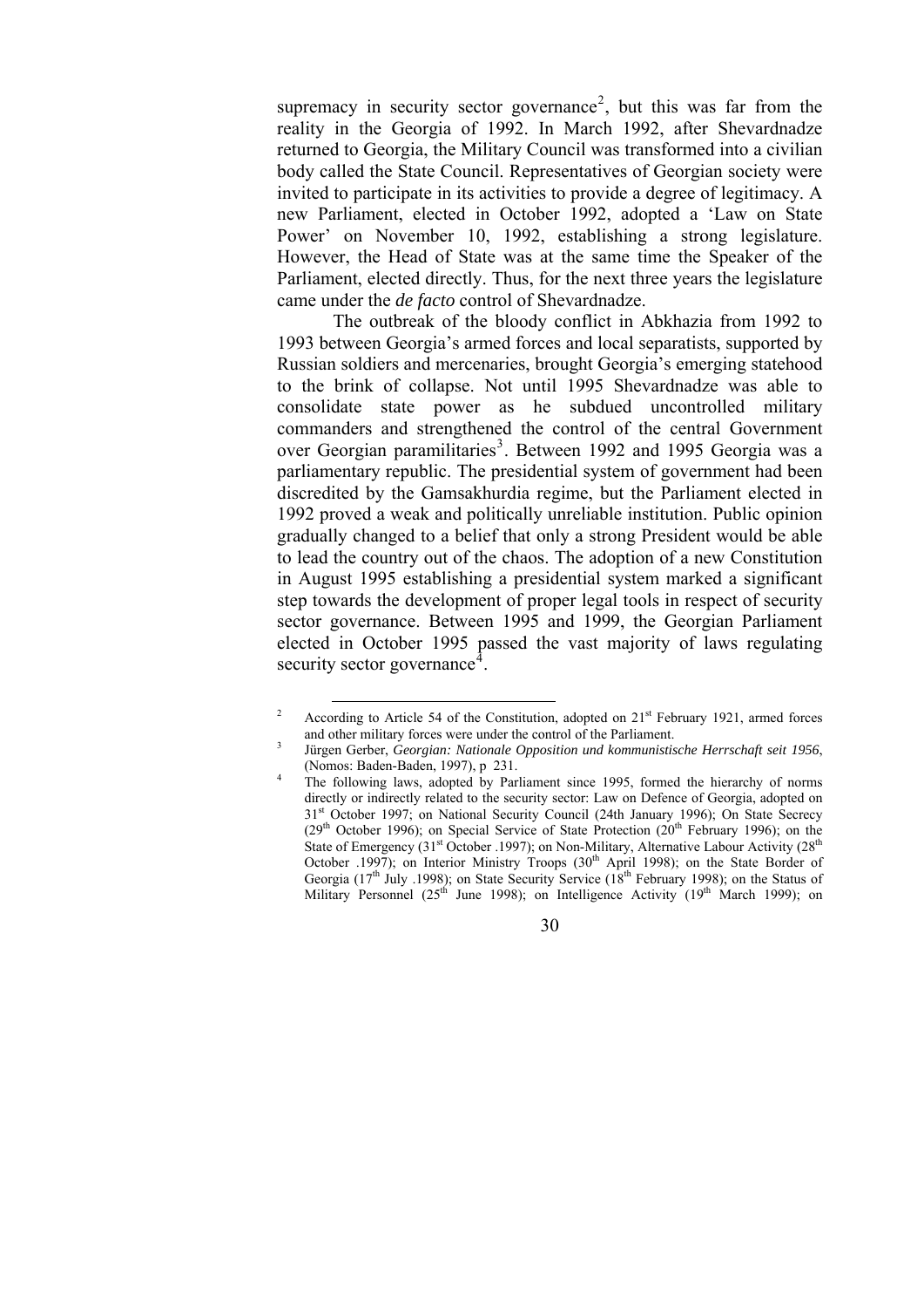supremacy in security sector governance[2], but this was far from the reality in the Georgia of 1992. In March 1992, after Shevardnadze returned to Georgia, the Military Council was transformed into a civilian body called the State Council. Representatives of Georgian society were invited to participate in its activities to provide a degree of legitimacy. A new Parliament, elected in October 1992, adopted a 'Law on State Power' on November 10, 1992, establishing a strong legislature. However, the Head of State was at the same time the Speaker of the Parliament, elected directly. Thus, for the next three years the legislature came under the *de facto* control of Shevardnadze.

The outbreak of the bloody conflict in Abkhazia from 1992 to 1993 between Georgia's armed forces and local separatists, supported by Russian soldiers and mercenaries, brought Georgia's emerging statehood to the brink of collapse. Not until 1995 Shevardnadze was able to consolidate state power as he subdued uncontrolled military commanders and strengthened the control of the central Government over Georgian paramilitaries[3]. Between 1992 and 1995 Georgia was a parliamentary republic. The presidential system of government had been discredited by the Gamsakhurdia regime, but the Parliament elected in 1992 proved a weak and politically unreliable institution. Public opinion gradually changed to a belief that only a strong President would be able to lead the country out of the chaos. The adoption of a new Constitution in August 1995 establishing a presidential system marked a significant step towards the development of proper legal tools in respect of security sector governance. Between 1995 and 1999, the Georgian Parliament elected in October 1995 passed the vast majority of laws regulating security sector governance[4].

---

[2] According to Article 54 of the Constitution, adopted on 21st February 1921, armed forces and other military forces were under the control of the Parliament.

[3] Jürgen Gerber, *Georgian: Nationale Opposition und kommunistische Herrschaft seit 1956*, (Nomos: Baden-Baden, 1997), p 231.

[4] The following laws, adopted by Parliament since 1995, formed the hierarchy of norms directly or indirectly related to the security sector: Law on Defence of Georgia, adopted on 31st October 1997; on National Security Council (24th January 1996); On State Secrecy (29th October 1996); on Special Service of State Protection (20th February 1996); on the State of Emergency (31st October .1997); on Non-Military, Alternative Labour Activity (28th October .1997); on Interior Ministry Troops (30th April 1998); on the State Border of Georgia (17th July .1998); on State Security Service (18th February 1998); on the Status of Military Personnel (25th June 1998); on Intelligence Activity (19th March 1999); on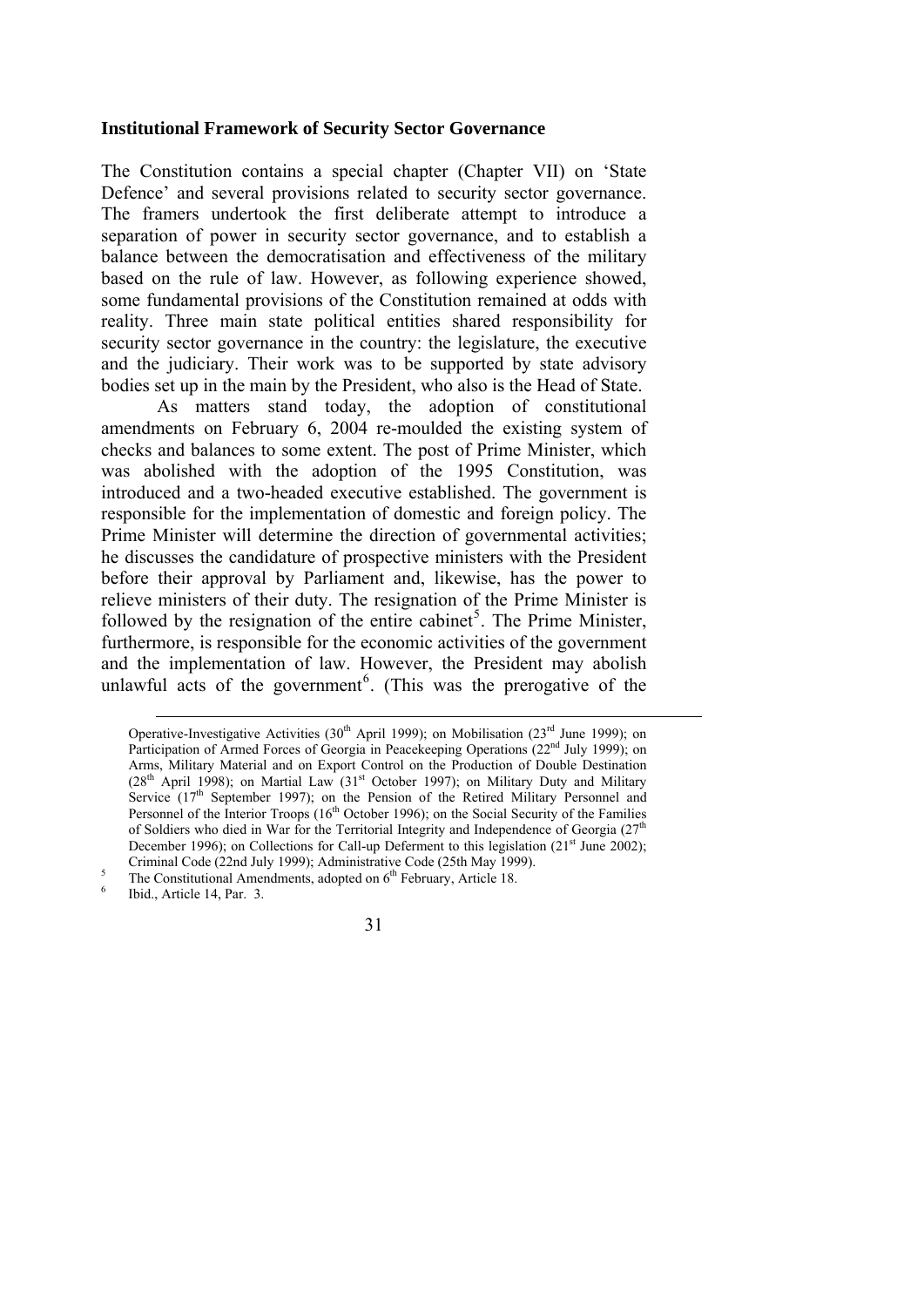**Institutional Framework of Security Sector Governance**

The Constitution contains a special chapter (Chapter VII) on 'State Defence' and several provisions related to security sector governance. The framers undertook the first deliberate attempt to introduce a separation of power in security sector governance, and to establish a balance between the democratisation and effectiveness of the military based on the rule of law. However, as following experience showed, some fundamental provisions of the Constitution remained at odds with reality. Three main state political entities shared responsibility for security sector governance in the country: the legislature, the executive and the judiciary. Their work was to be supported by state advisory bodies set up in the main by the President, who also is the Head of State.

As matters stand today, the adoption of constitutional amendments on February 6, 2004 re-moulded the existing system of checks and balances to some extent. The post of Prime Minister, which was abolished with the adoption of the 1995 Constitution, was introduced and a two-headed executive established. The government is responsible for the implementation of domestic and foreign policy. The Prime Minister will determine the direction of governmental activities; he discusses the candidature of prospective ministers with the President before their approval by Parliament and, likewise, has the power to relieve ministers of their duty. The resignation of the Prime Minister is followed by the resignation of the entire cabinet[5]. The Prime Minister, furthermore, is responsible for the economic activities of the government and the implementation of law. However, the President may abolish unlawful acts of the government[6]. (This was the prerogative of the

---

Operative-Investigative Activities (30th April 1999); on Mobilisation (23rd June 1999); on Participation of Armed Forces of Georgia in Peacekeeping Operations (22nd July 1999); on Arms, Military Material and on Export Control on the Production of Double Destination (28th April 1998); on Martial Law (31st October 1997); on Military Duty and Military Service (17th September 1997); on the Pension of the Retired Military Personnel and Personnel of the Interior Troops (16th October 1996); on the Social Security of the Families of Soldiers who died in War for the Territorial Integrity and Independence of Georgia (27th December 1996); on Collections for Call-up Deferment to this legislation (21st June 2002); Criminal Code (22nd July 1999); Administrative Code (25th May 1999).

[5] The Constitutional Amendments, adopted on 6th February, Article 18.

[6] Ibid., Article 14, Par. 3.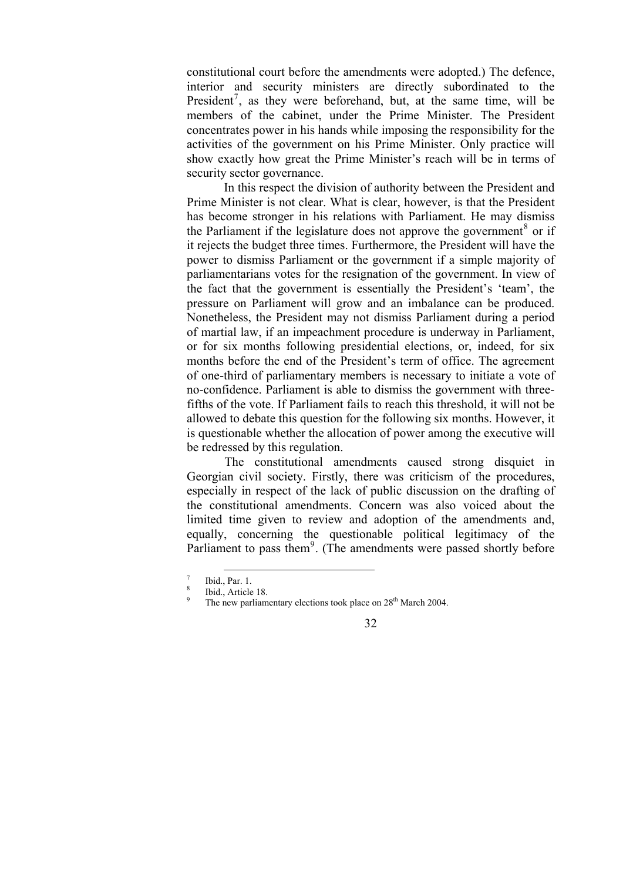constitutional court before the amendments were adopted.) The defence, interior and security ministers are directly subordinated to the President[7], as they were beforehand, but, at the same time, will be members of the cabinet, under the Prime Minister. The President concentrates power in his hands while imposing the responsibility for the activities of the government on his Prime Minister. Only practice will show exactly how great the Prime Minister's reach will be in terms of security sector governance.

In this respect the division of authority between the President and Prime Minister is not clear. What is clear, however, is that the President has become stronger in his relations with Parliament. He may dismiss the Parliament if the legislature does not approve the government[8] or if it rejects the budget three times. Furthermore, the President will have the power to dismiss Parliament or the government if a simple majority of parliamentarians votes for the resignation of the government. In view of the fact that the government is essentially the President's 'team', the pressure on Parliament will grow and an imbalance can be produced. Nonetheless, the President may not dismiss Parliament during a period of martial law, if an impeachment procedure is underway in Parliament, or for six months following presidential elections, or, indeed, for six months before the end of the President's term of office. The agreement of one-third of parliamentary members is necessary to initiate a vote of no-confidence. Parliament is able to dismiss the government with three-fifths of the vote. If Parliament fails to reach this threshold, it will not be allowed to debate this question for the following six months. However, it is questionable whether the allocation of power among the executive will be redressed by this regulation.

The constitutional amendments caused strong disquiet in Georgian civil society. Firstly, there was criticism of the procedures, especially in respect of the lack of public discussion on the drafting of the constitutional amendments. Concern was also voiced about the limited time given to review and adoption of the amendments and, equally, concerning the questionable political legitimacy of the Parliament to pass them[9]. (The amendments were passed shortly before

---

[7] Ibid., Par. 1.

[8] Ibid., Article 18.

[9] The new parliamentary elections took place on 28th March 2004.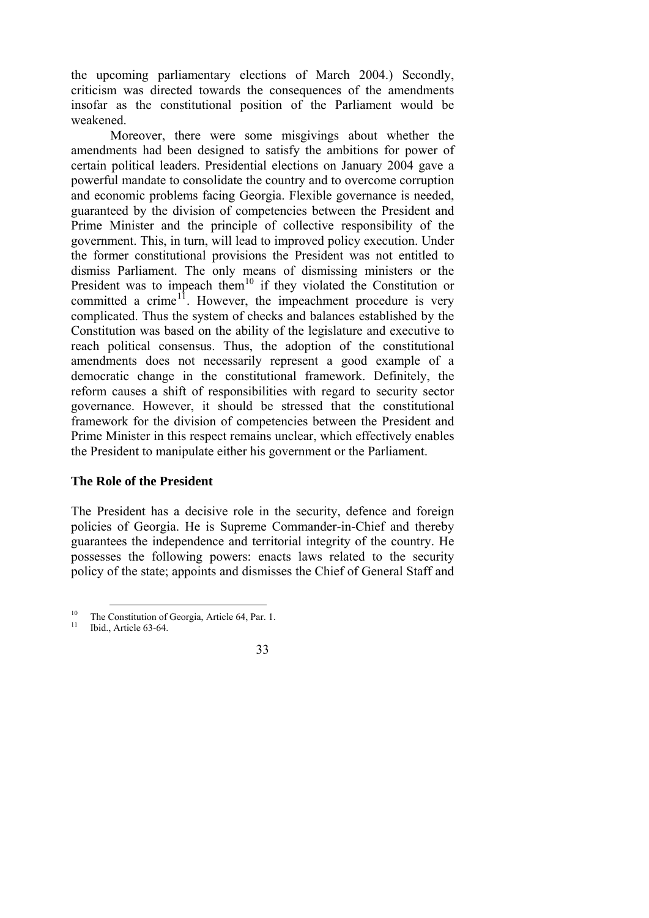the upcoming parliamentary elections of March 2004.) Secondly, criticism was directed towards the consequences of the amendments insofar as the constitutional position of the Parliament would be weakened.

Moreover, there were some misgivings about whether the amendments had been designed to satisfy the ambitions for power of certain political leaders. Presidential elections on January 2004 gave a powerful mandate to consolidate the country and to overcome corruption and economic problems facing Georgia. Flexible governance is needed, guaranteed by the division of competencies between the President and Prime Minister and the principle of collective responsibility of the government. This, in turn, will lead to improved policy execution. Under the former constitutional provisions the President was not entitled to dismiss Parliament. The only means of dismissing ministers or the President was to impeach them[10] if they violated the Constitution or committed a crime[11]. However, the impeachment procedure is very complicated. Thus the system of checks and balances established by the Constitution was based on the ability of the legislature and executive to reach political consensus. Thus, the adoption of the constitutional amendments does not necessarily represent a good example of a democratic change in the constitutional framework. Definitely, the reform causes a shift of responsibilities with regard to security sector governance. However, it should be stressed that the constitutional framework for the division of competencies between the President and Prime Minister in this respect remains unclear, which effectively enables the President to manipulate either his government or the Parliament.

### The Role of the President

The President has a decisive role in the security, defence and foreign policies of Georgia. He is Supreme Commander-in-Chief and thereby guarantees the independence and territorial integrity of the country. He possesses the following powers: enacts laws related to the security policy of the state; appoints and dismisses the Chief of General Staff and

---

[10] The Constitution of Georgia, Article 64, Par. 1.

[11] Ibid., Article 63-64.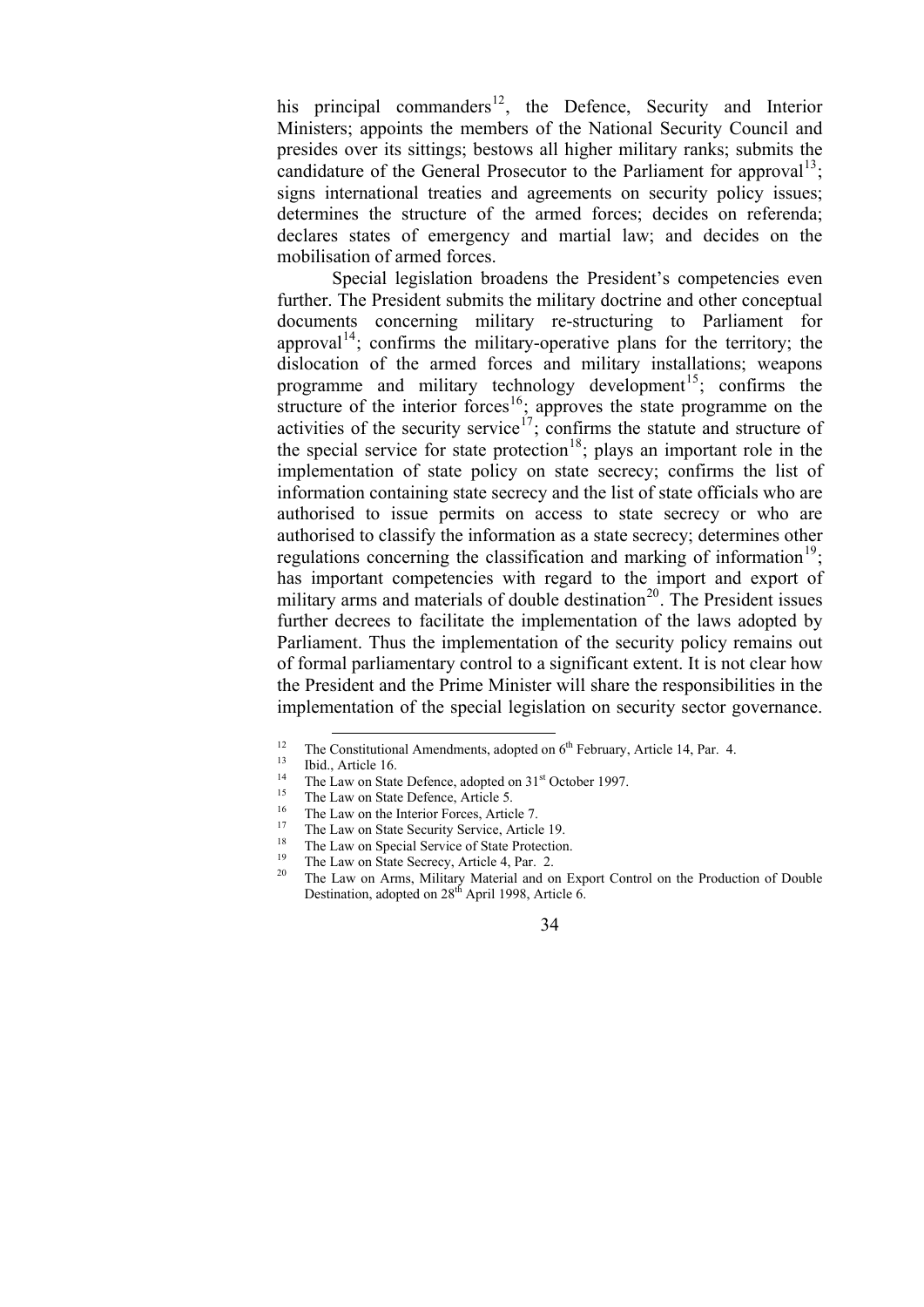his principal commanders[12], the Defence, Security and Interior Ministers; appoints the members of the National Security Council and presides over its sittings; bestows all higher military ranks; submits the candidature of the General Prosecutor to the Parliament for approval[13]; signs international treaties and agreements on security policy issues; determines the structure of the armed forces; decides on referenda; declares states of emergency and martial law; and decides on the mobilisation of armed forces.

Special legislation broadens the President's competencies even further. The President submits the military doctrine and other conceptual documents concerning military re-structuring to Parliament for approval[14]; confirms the military-operative plans for the territory; the dislocation of the armed forces and military installations; weapons programme and military technology development[15]; confirms the structure of the interior forces[16]; approves the state programme on the activities of the security service[17]; confirms the statute and structure of the special service for state protection[18]; plays an important role in the implementation of state policy on state secrecy; confirms the list of information containing state secrecy and the list of state officials who are authorised to issue permits on access to state secrecy or who are authorised to classify the information as a state secrecy; determines other regulations concerning the classification and marking of information[19]; has important competencies with regard to the import and export of military arms and materials of double destination[20]. The President issues further decrees to facilitate the implementation of the laws adopted by Parliament. Thus the implementation of the security policy remains out of formal parliamentary control to a significant extent. It is not clear how the President and the Prime Minister will share the responsibilities in the implementation of the special legislation on security sector governance.

---

[12] The Constitutional Amendments, adopted on 6th February, Article 14, Par. 4.

[13] Ibid., Article 16.

[14] The Law on State Defence, adopted on 31st October 1997.

[15] The Law on State Defence, Article 5.

[16] The Law on the Interior Forces, Article 7.

[17] The Law on State Security Service, Article 19.

[18] The Law on Special Service of State Protection.

[19] The Law on State Secrecy, Article 4, Par. 2.

[20] The Law on Arms, Military Material and on Export Control on the Production of Double Destination, adopted on 28th April 1998, Article 6.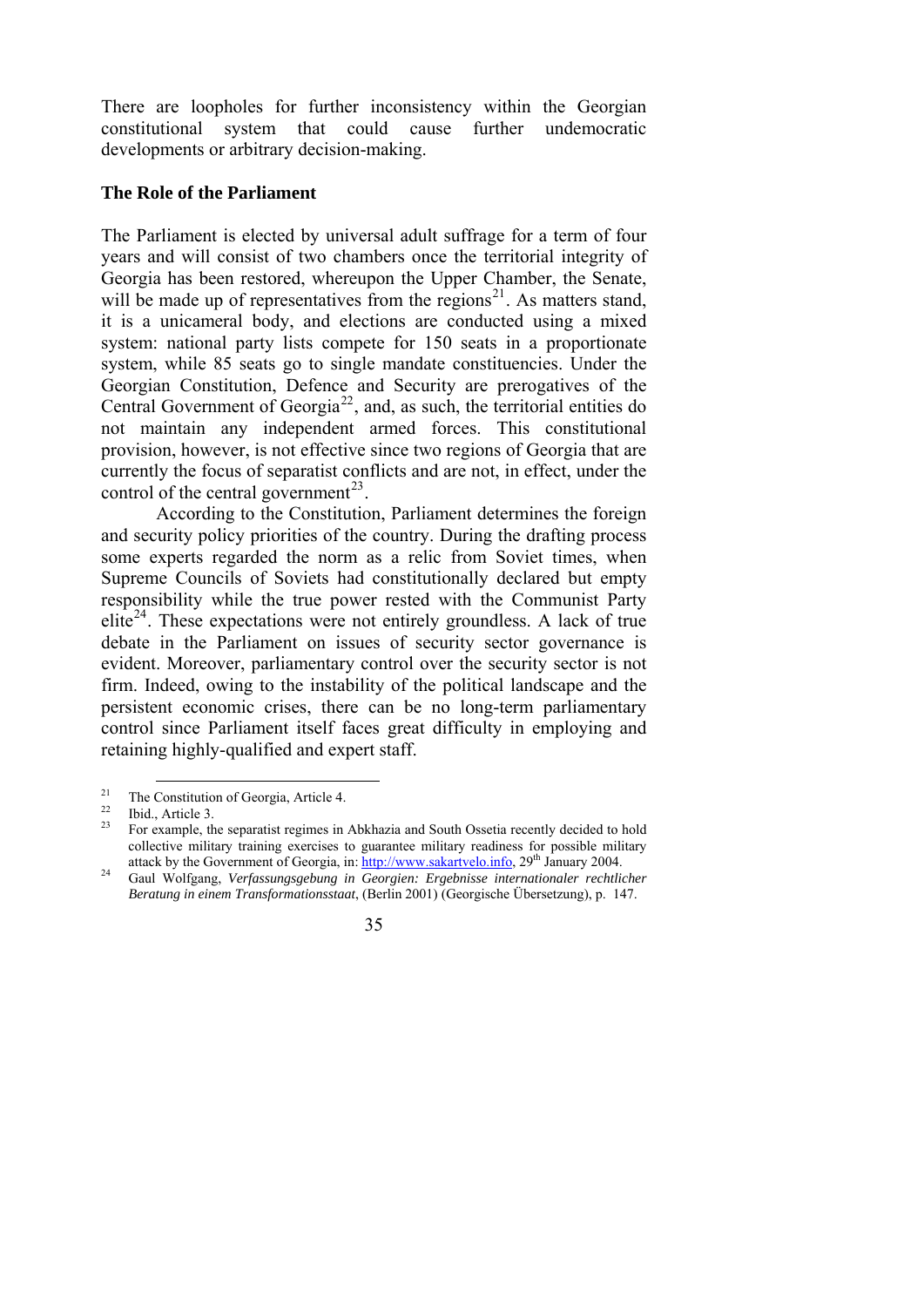There are loopholes for further inconsistency within the Georgian constitutional system that could cause further undemocratic developments or arbitrary decision-making.

### The Role of the Parliament

The Parliament is elected by universal adult suffrage for a term of four years and will consist of two chambers once the territorial integrity of Georgia has been restored, whereupon the Upper Chamber, the Senate, will be made up of representatives from the regions[21]. As matters stand, it is a unicameral body, and elections are conducted using a mixed system: national party lists compete for 150 seats in a proportionate system, while 85 seats go to single mandate constituencies. Under the Georgian Constitution, Defence and Security are prerogatives of the Central Government of Georgia[22], and, as such, the territorial entities do not maintain any independent armed forces. This constitutional provision, however, is not effective since two regions of Georgia that are currently the focus of separatist conflicts and are not, in effect, under the control of the central government[23].

According to the Constitution, Parliament determines the foreign and security policy priorities of the country. During the drafting process some experts regarded the norm as a relic from Soviet times, when Supreme Councils of Soviets had constitutionally declared but empty responsibility while the true power rested with the Communist Party elite[24]. These expectations were not entirely groundless. A lack of true debate in the Parliament on issues of security sector governance is evident. Moreover, parliamentary control over the security sector is not firm. Indeed, owing to the instability of the political landscape and the persistent economic crises, there can be no long-term parliamentary control since Parliament itself faces great difficulty in employing and retaining highly-qualified and expert staff.

---

[21] The Constitution of Georgia, Article 4.

[22] Ibid., Article 3.

[23] For example, the separatist regimes in Abkhazia and South Ossetia recently decided to hold collective military training exercises to guarantee military readiness for possible military attack by the Government of Georgia, in: http://www.sakartvelo.info, 29th January 2004.

[24] Gaul Wolfgang, *Verfassungsgebung in Georgien: Ergebnisse internationaler rechtlicher Beratung in einem Transformationsstaat*, (Berlin 2001) (Georgische Übersetzung), p. 147.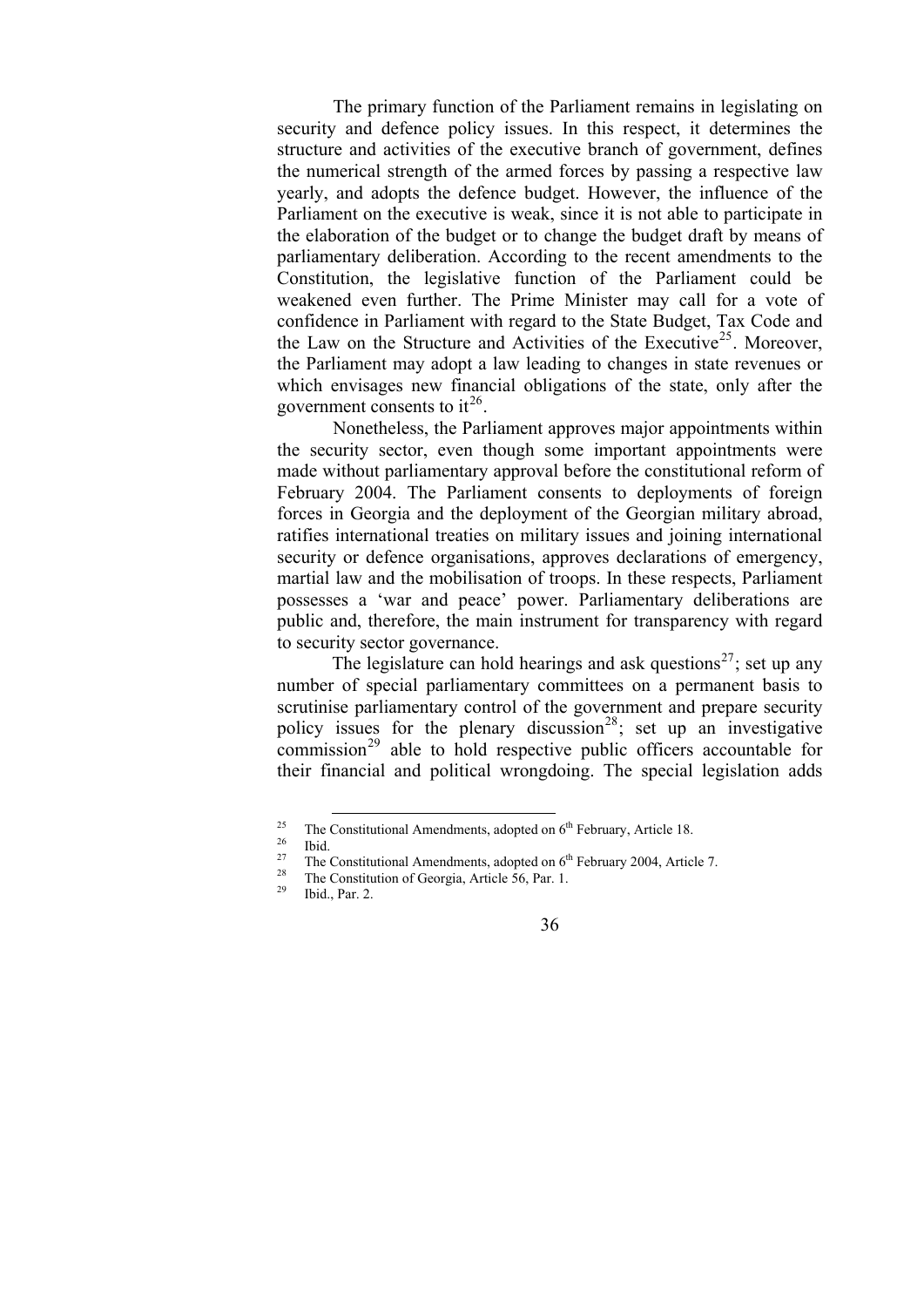The primary function of the Parliament remains in legislating on security and defence policy issues. In this respect, it determines the structure and activities of the executive branch of government, defines the numerical strength of the armed forces by passing a respective law yearly, and adopts the defence budget. However, the influence of the Parliament on the executive is weak, since it is not able to participate in the elaboration of the budget or to change the budget draft by means of parliamentary deliberation. According to the recent amendments to the Constitution, the legislative function of the Parliament could be weakened even further. The Prime Minister may call for a vote of confidence in Parliament with regard to the State Budget, Tax Code and the Law on the Structure and Activities of the Executive[25]. Moreover, the Parliament may adopt a law leading to changes in state revenues or which envisages new financial obligations of the state, only after the government consents to it[26].

Nonetheless, the Parliament approves major appointments within the security sector, even though some important appointments were made without parliamentary approval before the constitutional reform of February 2004. The Parliament consents to deployments of foreign forces in Georgia and the deployment of the Georgian military abroad, ratifies international treaties on military issues and joining international security or defence organisations, approves declarations of emergency, martial law and the mobilisation of troops. In these respects, Parliament possesses a 'war and peace' power. Parliamentary deliberations are public and, therefore, the main instrument for transparency with regard to security sector governance.

The legislature can hold hearings and ask questions[27]; set up any number of special parliamentary committees on a permanent basis to scrutinise parliamentary control of the government and prepare security policy issues for the plenary discussion[28]; set up an investigative commission[29] able to hold respective public officers accountable for their financial and political wrongdoing. The special legislation adds

---

[25] The Constitutional Amendments, adopted on 6th February, Article 18.

[26] Ibid.

[27] The Constitutional Amendments, adopted on 6th February 2004, Article 7.

[28] The Constitution of Georgia, Article 56, Par. 1.

[29] Ibid., Par. 2.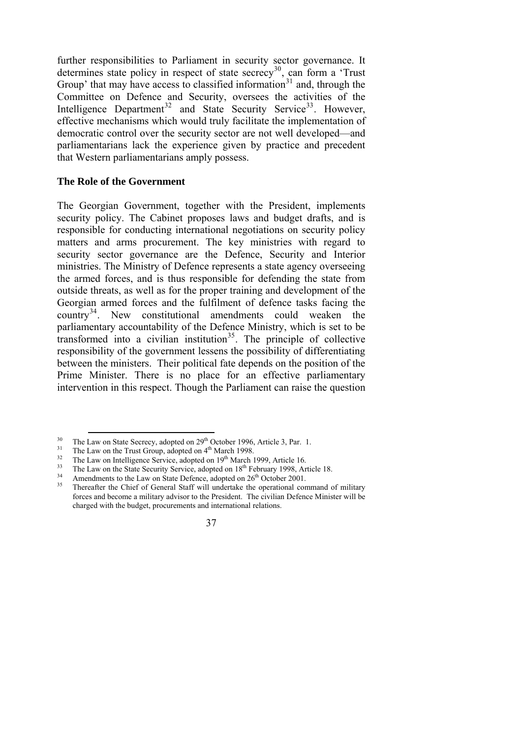further responsibilities to Parliament in security sector governance. It determines state policy in respect of state secrecy[30], can form a 'Trust Group' that may have access to classified information[31] and, through the Committee on Defence and Security, oversees the activities of the Intelligence Department[32] and State Security Service[33]. However, effective mechanisms which would truly facilitate the implementation of democratic control over the security sector are not well developed—and parliamentarians lack the experience given by practice and precedent that Western parliamentarians amply possess.

### The Role of the Government

The Georgian Government, together with the President, implements security policy. The Cabinet proposes laws and budget drafts, and is responsible for conducting international negotiations on security policy matters and arms procurement. The key ministries with regard to security sector governance are the Defence, Security and Interior ministries. The Ministry of Defence represents a state agency overseeing the armed forces, and is thus responsible for defending the state from outside threats, as well as for the proper training and development of the Georgian armed forces and the fulfilment of defence tasks facing the country[34]. New constitutional amendments could weaken the parliamentary accountability of the Defence Ministry, which is set to be transformed into a civilian institution[35]. The principle of collective responsibility of the government lessens the possibility of differentiating between the ministers. Their political fate depends on the position of the Prime Minister. There is no place for an effective parliamentary intervention in this respect. Though the Parliament can raise the question

---

[30] The Law on State Secrecy, adopted on 29th October 1996, Article 3, Par. 1.

[31] The Law on the Trust Group, adopted on 4th March 1998.

[32] The Law on Intelligence Service, adopted on 19th March 1999, Article 16.

[33] The Law on the State Security Service, adopted on 18th February 1998, Article 18.

[34] Amendments to the Law on State Defence, adopted on 26th October 2001.

[35] Thereafter the Chief of General Staff will undertake the operational command of military forces and become a military advisor to the President. The civilian Defence Minister will be charged with the budget, procurements and international relations.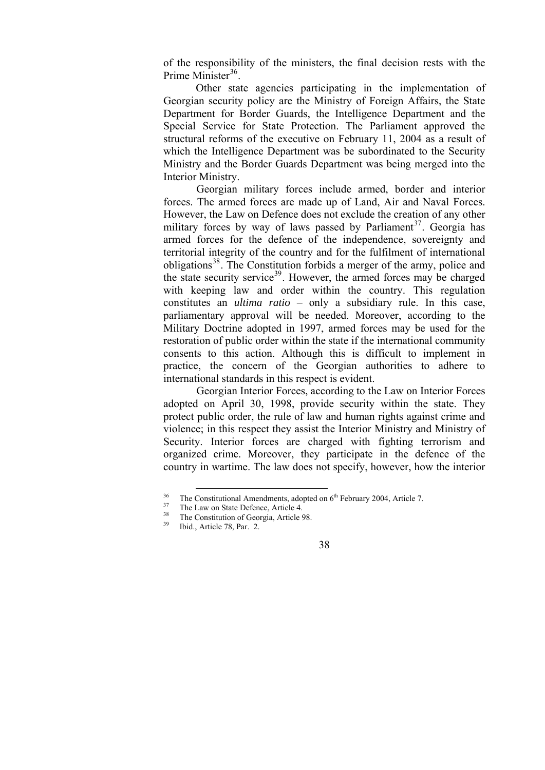of the responsibility of the ministers, the final decision rests with the Prime Minister[36].

Other state agencies participating in the implementation of Georgian security policy are the Ministry of Foreign Affairs, the State Department for Border Guards, the Intelligence Department and the Special Service for State Protection. The Parliament approved the structural reforms of the executive on February 11, 2004 as a result of which the Intelligence Department was be subordinated to the Security Ministry and the Border Guards Department was being merged into the Interior Ministry.

Georgian military forces include armed, border and interior forces. The armed forces are made up of Land, Air and Naval Forces. However, the Law on Defence does not exclude the creation of any other military forces by way of laws passed by Parliament[37]. Georgia has armed forces for the defence of the independence, sovereignty and territorial integrity of the country and for the fulfilment of international obligations[38]. The Constitution forbids a merger of the army, police and the state security service[39]. However, the armed forces may be charged with keeping law and order within the country. This regulation constitutes an *ultima ratio* – only a subsidiary rule. In this case, parliamentary approval will be needed. Moreover, according to the Military Doctrine adopted in 1997, armed forces may be used for the restoration of public order within the state if the international community consents to this action. Although this is difficult to implement in practice, the concern of the Georgian authorities to adhere to international standards in this respect is evident.

Georgian Interior Forces, according to the Law on Interior Forces adopted on April 30, 1998, provide security within the state. They protect public order, the rule of law and human rights against crime and violence; in this respect they assist the Interior Ministry and Ministry of Security. Interior forces are charged with fighting terrorism and organized crime. Moreover, they participate in the defence of the country in wartime. The law does not specify, however, how the interior

---

[36] The Constitutional Amendments, adopted on 6th February 2004, Article 7.

[37] The Law on State Defence, Article 4.

[38] The Constitution of Georgia, Article 98.

[39] Ibid., Article 78, Par. 2.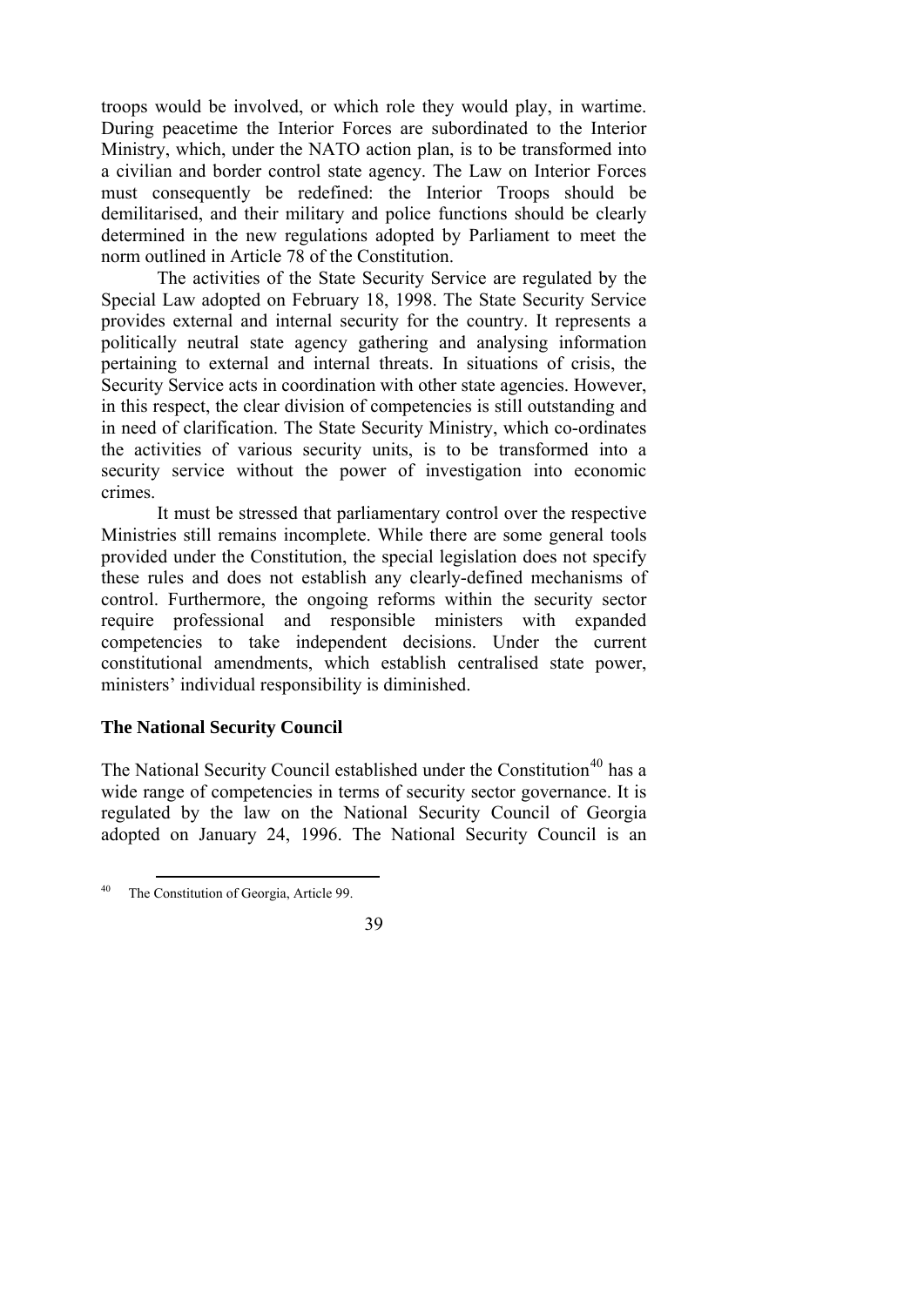troops would be involved, or which role they would play, in wartime. During peacetime the Interior Forces are subordinated to the Interior Ministry, which, under the NATO action plan, is to be transformed into a civilian and border control state agency. The Law on Interior Forces must consequently be redefined: the Interior Troops should be demilitarised, and their military and police functions should be clearly determined in the new regulations adopted by Parliament to meet the norm outlined in Article 78 of the Constitution.

The activities of the State Security Service are regulated by the Special Law adopted on February 18, 1998. The State Security Service provides external and internal security for the country. It represents a politically neutral state agency gathering and analysing information pertaining to external and internal threats. In situations of crisis, the Security Service acts in coordination with other state agencies. However, in this respect, the clear division of competencies is still outstanding and in need of clarification. The State Security Ministry, which co-ordinates the activities of various security units, is to be transformed into a security service without the power of investigation into economic crimes.

It must be stressed that parliamentary control over the respective Ministries still remains incomplete. While there are some general tools provided under the Constitution, the special legislation does not specify these rules and does not establish any clearly-defined mechanisms of control. Furthermore, the ongoing reforms within the security sector require professional and responsible ministers with expanded competencies to take independent decisions. Under the current constitutional amendments, which establish centralised state power, ministers' individual responsibility is diminished.

### The National Security Council

The National Security Council established under the Constitution[40] has a wide range of competencies in terms of security sector governance. It is regulated by the law on the National Security Council of Georgia adopted on January 24, 1996. The National Security Council is an

[40] The Constitution of Georgia, Article 99.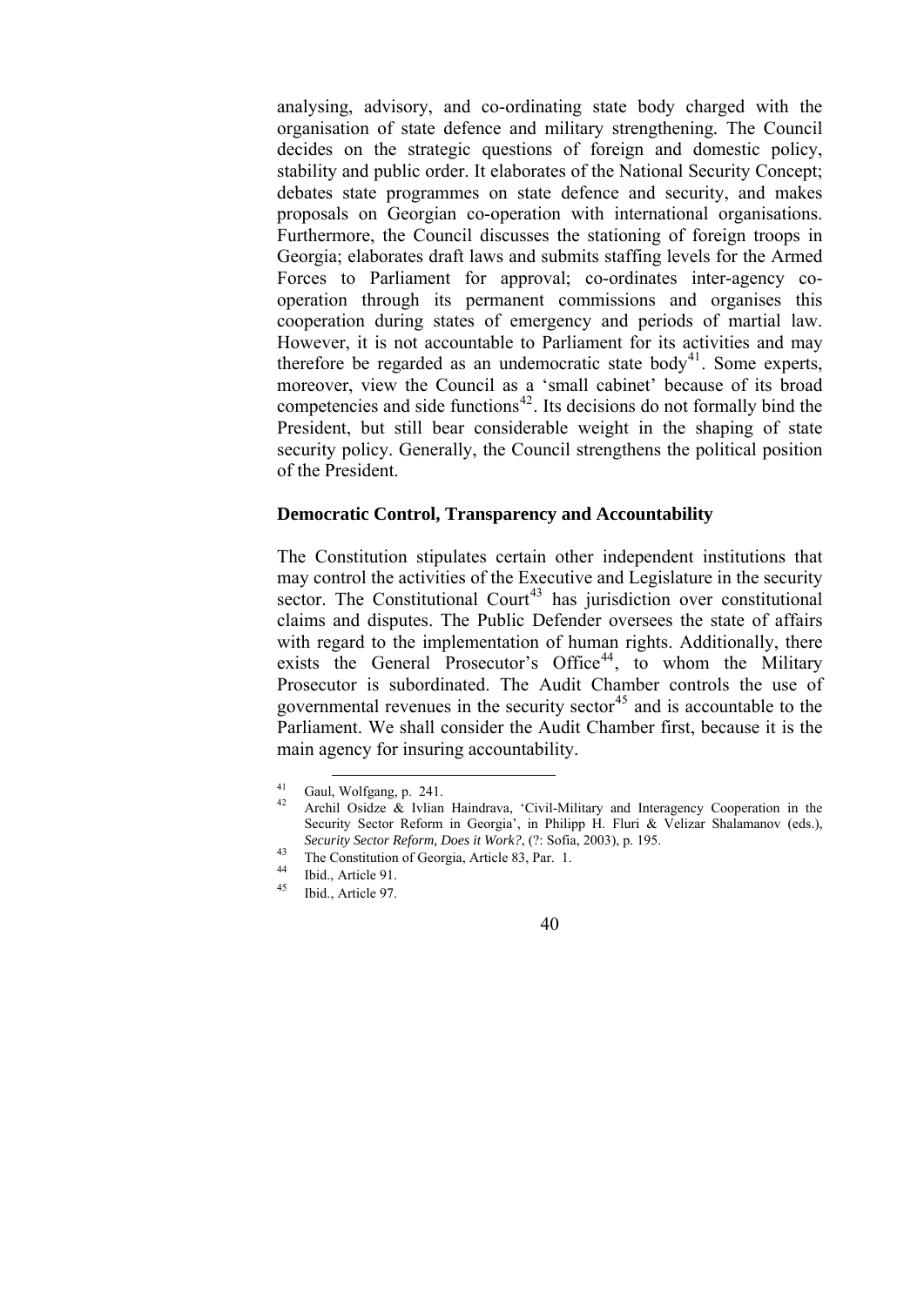analysing, advisory, and co-ordinating state body charged with the organisation of state defence and military strengthening. The Council decides on the strategic questions of foreign and domestic policy, stability and public order. It elaborates of the National Security Concept; debates state programmes on state defence and security, and makes proposals on Georgian co-operation with international organisations. Furthermore, the Council discusses the stationing of foreign troops in Georgia; elaborates draft laws and submits staffing levels for the Armed Forces to Parliament for approval; co-ordinates inter-agency co-operation through its permanent commissions and organises this cooperation during states of emergency and periods of martial law. However, it is not accountable to Parliament for its activities and may therefore be regarded as an undemocratic state body[41]. Some experts, moreover, view the Council as a 'small cabinet' because of its broad competencies and side functions[42]. Its decisions do not formally bind the President, but still bear considerable weight in the shaping of state security policy. Generally, the Council strengthens the political position of the President.

### Democratic Control, Transparency and Accountability

The Constitution stipulates certain other independent institutions that may control the activities of the Executive and Legislature in the security sector. The Constitutional Court[43] has jurisdiction over constitutional claims and disputes. The Public Defender oversees the state of affairs with regard to the implementation of human rights. Additionally, there exists the General Prosecutor's Office[44], to whom the Military Prosecutor is subordinated. The Audit Chamber controls the use of governmental revenues in the security sector[45] and is accountable to the Parliament. We shall consider the Audit Chamber first, because it is the main agency for insuring accountability.

---

[41] Gaul, Wolfgang, p. 241.

[42] Archil Osidze & Ivlian Haindrava, 'Civil-Military and Interagency Cooperation in the Security Sector Reform in Georgia', in Philipp H. Fluri & Velizar Shalamanov (eds.), *Security Sector Reform, Does it Work?*, (?: Sofia, 2003), p. 195.

[43] The Constitution of Georgia, Article 83, Par. 1.

[44] Ibid., Article 91.

[45] Ibid., Article 97.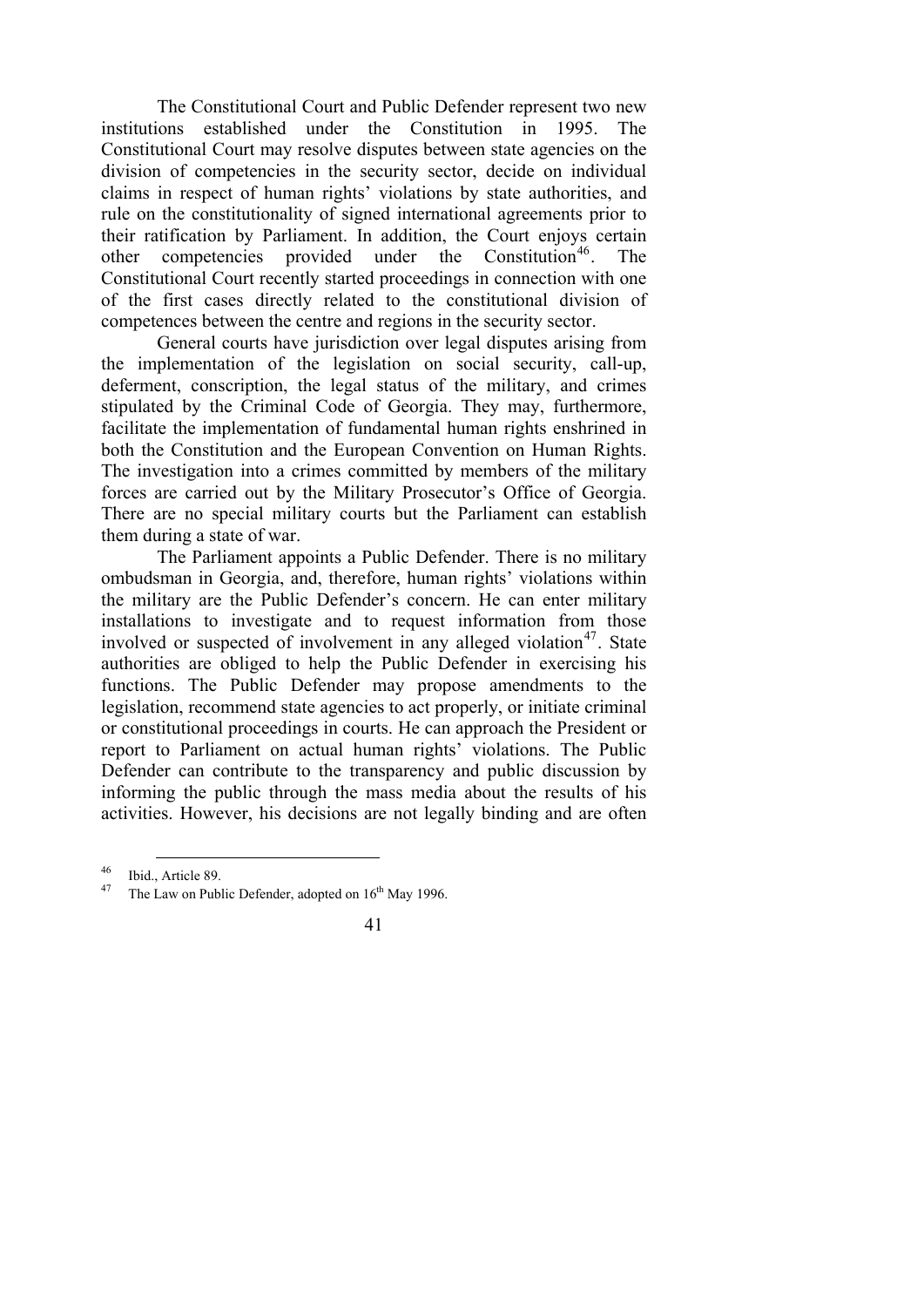The Constitutional Court and Public Defender represent two new institutions established under the Constitution in 1995. The Constitutional Court may resolve disputes between state agencies on the division of competencies in the security sector, decide on individual claims in respect of human rights' violations by state authorities, and rule on the constitutionality of signed international agreements prior to their ratification by Parliament. In addition, the Court enjoys certain other competencies provided under the Constitution[46]. The Constitutional Court recently started proceedings in connection with one of the first cases directly related to the constitutional division of competences between the centre and regions in the security sector.

General courts have jurisdiction over legal disputes arising from the implementation of the legislation on social security, call-up, deferment, conscription, the legal status of the military, and crimes stipulated by the Criminal Code of Georgia. They may, furthermore, facilitate the implementation of fundamental human rights enshrined in both the Constitution and the European Convention on Human Rights. The investigation into a crimes committed by members of the military forces are carried out by the Military Prosecutor's Office of Georgia. There are no special military courts but the Parliament can establish them during a state of war.

The Parliament appoints a Public Defender. There is no military ombudsman in Georgia, and, therefore, human rights' violations within the military are the Public Defender's concern. He can enter military installations to investigate and to request information from those involved or suspected of involvement in any alleged violation[47]. State authorities are obliged to help the Public Defender in exercising his functions. The Public Defender may propose amendments to the legislation, recommend state agencies to act properly, or initiate criminal or constitutional proceedings in courts. He can approach the President or report to Parliament on actual human rights' violations. The Public Defender can contribute to the transparency and public discussion by informing the public through the mass media about the results of his activities. However, his decisions are not legally binding and are often

---

[46] Ibid., Article 89.

[47] The Law on Public Defender, adopted on 16th May 1996.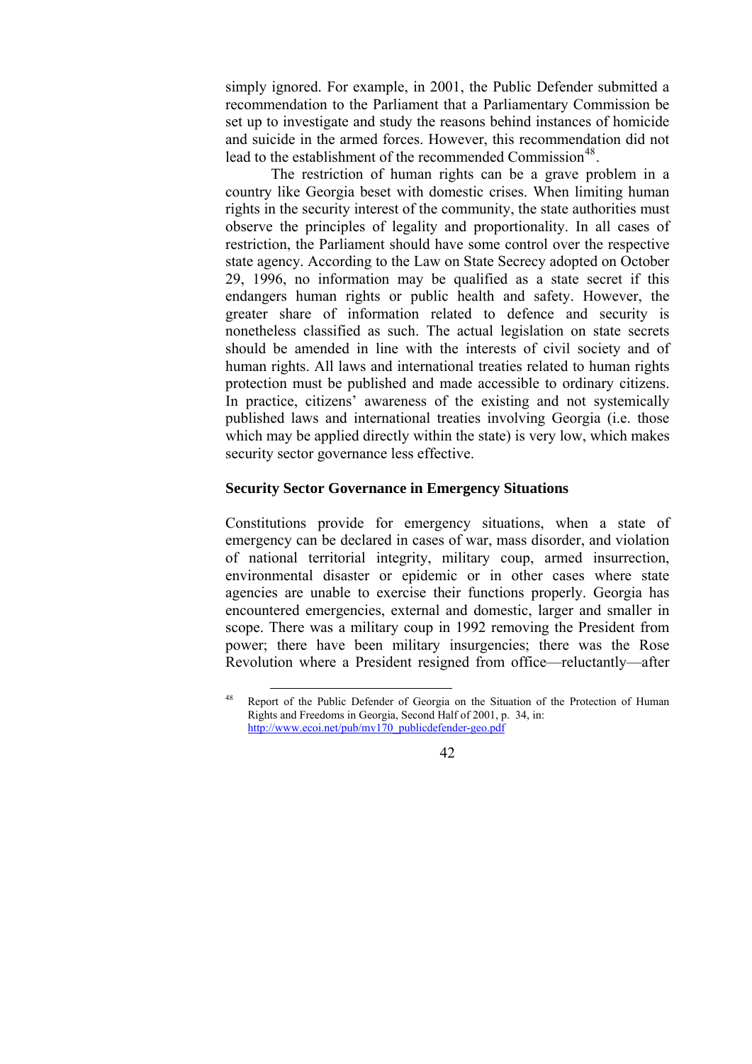simply ignored. For example, in 2001, the Public Defender submitted a recommendation to the Parliament that a Parliamentary Commission be set up to investigate and study the reasons behind instances of homicide and suicide in the armed forces. However, this recommendation did not lead to the establishment of the recommended Commission[48].

The restriction of human rights can be a grave problem in a country like Georgia beset with domestic crises. When limiting human rights in the security interest of the community, the state authorities must observe the principles of legality and proportionality. In all cases of restriction, the Parliament should have some control over the respective state agency. According to the Law on State Secrecy adopted on October 29, 1996, no information may be qualified as a state secret if this endangers human rights or public health and safety. However, the greater share of information related to defence and security is nonetheless classified as such. The actual legislation on state secrets should be amended in line with the interests of civil society and of human rights. All laws and international treaties related to human rights protection must be published and made accessible to ordinary citizens. In practice, citizens' awareness of the existing and not systemically published laws and international treaties involving Georgia (i.e. those which may be applied directly within the state) is very low, which makes security sector governance less effective.

### Security Sector Governance in Emergency Situations

Constitutions provide for emergency situations, when a state of emergency can be declared in cases of war, mass disorder, and violation of national territorial integrity, military coup, armed insurrection, environmental disaster or epidemic or in other cases where state agencies are unable to exercise their functions properly. Georgia has encountered emergencies, external and domestic, larger and smaller in scope. There was a military coup in 1992 removing the President from power; there have been military insurgencies; there was the Rose Revolution where a President resigned from office—reluctantly—after

[48] Report of the Public Defender of Georgia on the Situation of the Protection of Human Rights and Freedoms in Georgia, Second Half of 2001, p. 34, in: http://www.ecoi.net/pub/mv170_publicdefender-geo.pdf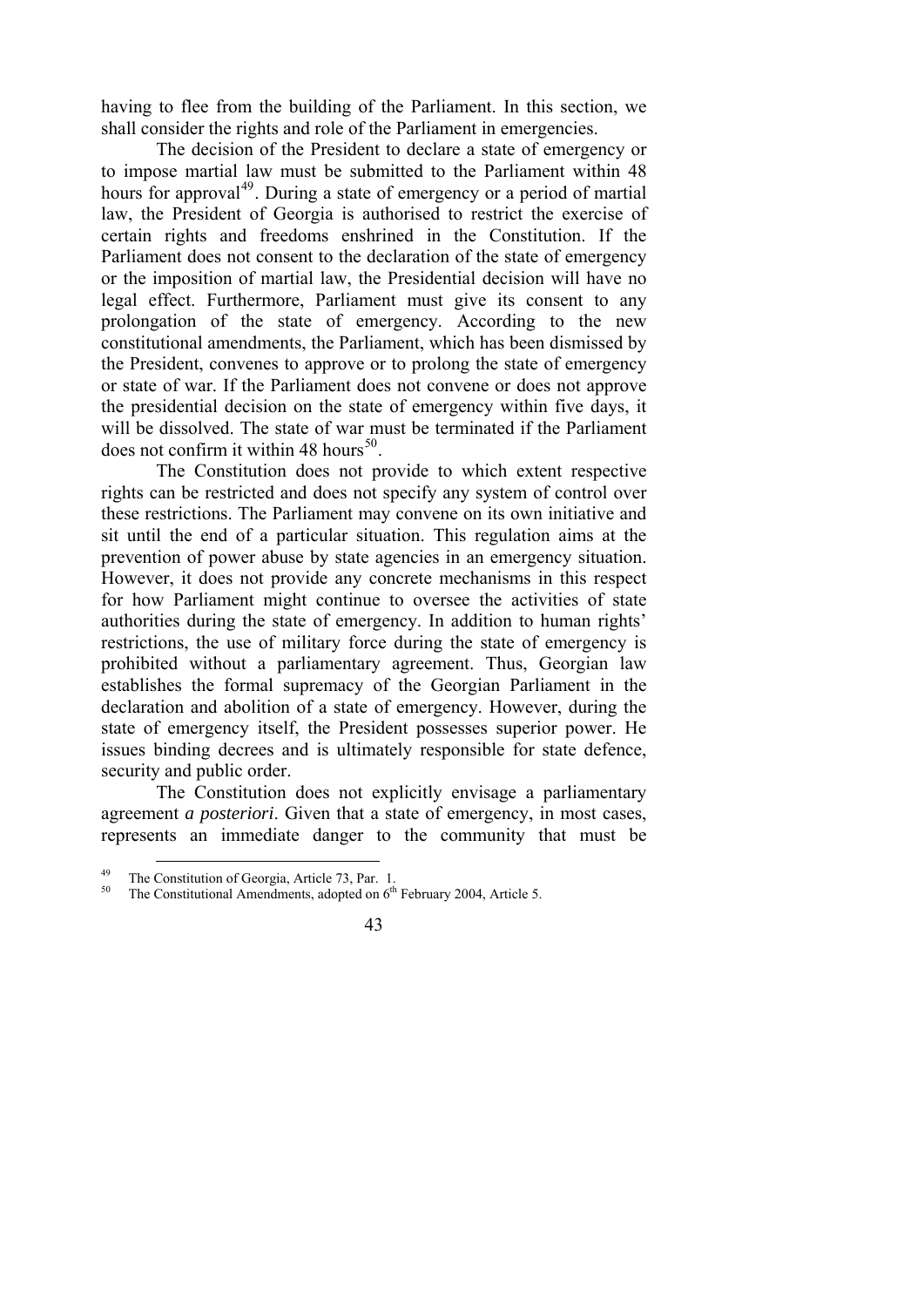having to flee from the building of the Parliament. In this section, we shall consider the rights and role of the Parliament in emergencies.

The decision of the President to declare a state of emergency or to impose martial law must be submitted to the Parliament within 48 hours for approval[49]. During a state of emergency or a period of martial law, the President of Georgia is authorised to restrict the exercise of certain rights and freedoms enshrined in the Constitution. If the Parliament does not consent to the declaration of the state of emergency or the imposition of martial law, the Presidential decision will have no legal effect. Furthermore, Parliament must give its consent to any prolongation of the state of emergency. According to the new constitutional amendments, the Parliament, which has been dismissed by the President, convenes to approve or to prolong the state of emergency or state of war. If the Parliament does not convene or does not approve the presidential decision on the state of emergency within five days, it will be dissolved. The state of war must be terminated if the Parliament does not confirm it within 48 hours[50].

The Constitution does not provide to which extent respective rights can be restricted and does not specify any system of control over these restrictions. The Parliament may convene on its own initiative and sit until the end of a particular situation. This regulation aims at the prevention of power abuse by state agencies in an emergency situation. However, it does not provide any concrete mechanisms in this respect for how Parliament might continue to oversee the activities of state authorities during the state of emergency. In addition to human rights' restrictions, the use of military force during the state of emergency is prohibited without a parliamentary agreement. Thus, Georgian law establishes the formal supremacy of the Georgian Parliament in the declaration and abolition of a state of emergency. However, during the state of emergency itself, the President possesses superior power. He issues binding decrees and is ultimately responsible for state defence, security and public order.

The Constitution does not explicitly envisage a parliamentary agreement *a posteriori*. Given that a state of emergency, in most cases, represents an immediate danger to the community that must be

---

[49] The Constitution of Georgia, Article 73, Par. 1.

[50] The Constitutional Amendments, adopted on 6th February 2004, Article 5.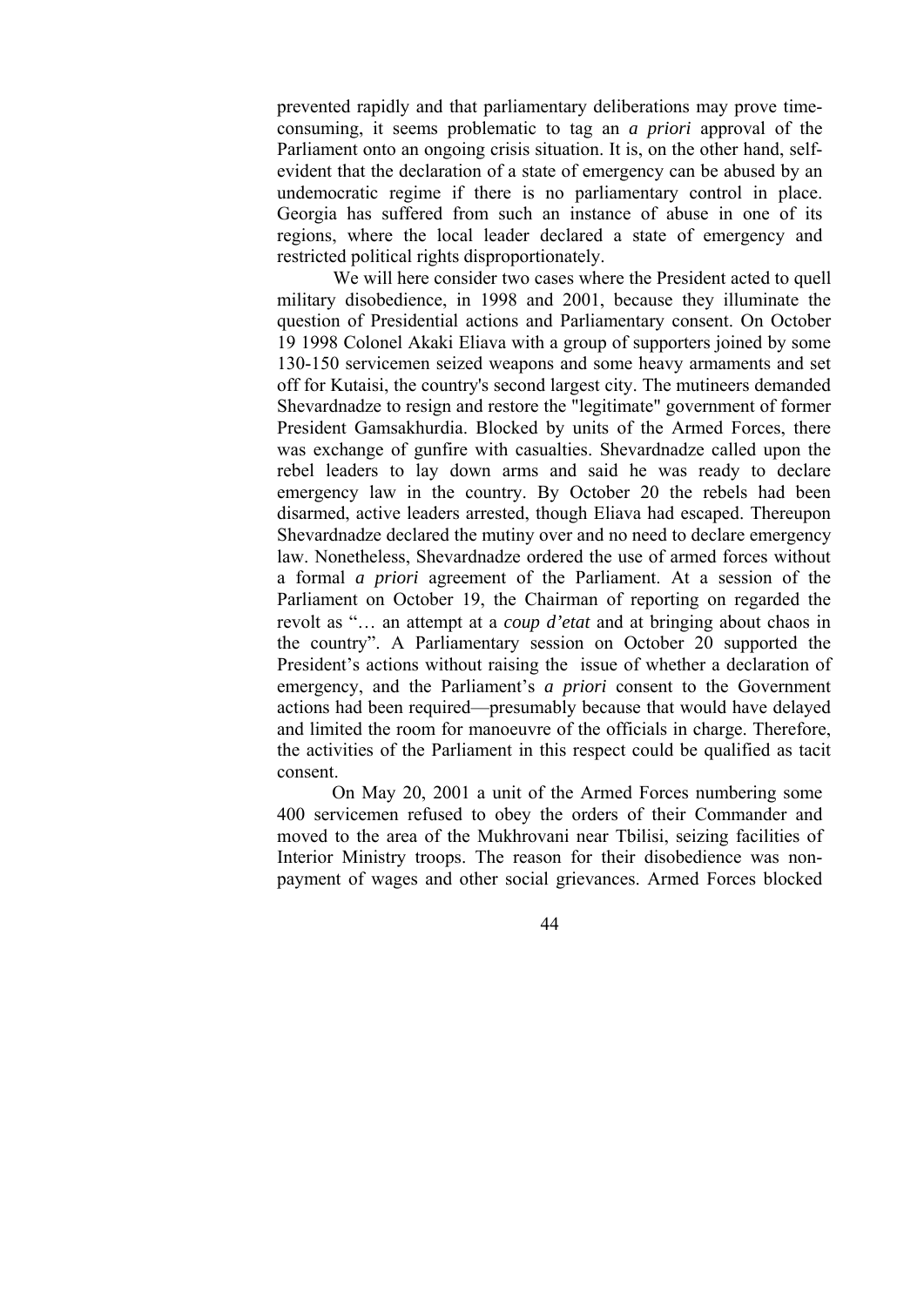prevented rapidly and that parliamentary deliberations may prove time-consuming, it seems problematic to tag an *a priori* approval of the Parliament onto an ongoing crisis situation. It is, on the other hand, self-evident that the declaration of a state of emergency can be abused by an undemocratic regime if there is no parliamentary control in place. Georgia has suffered from such an instance of abuse in one of its regions, where the local leader declared a state of emergency and restricted political rights disproportionately.

We will here consider two cases where the President acted to quell military disobedience, in 1998 and 2001, because they illuminate the question of Presidential actions and Parliamentary consent. On October 19 1998 Colonel Akaki Eliava with a group of supporters joined by some 130-150 servicemen seized weapons and some heavy armaments and set off for Kutaisi, the country's second largest city. The mutineers demanded Shevardnadze to resign and restore the "legitimate" government of former President Gamsakhurdia. Blocked by units of the Armed Forces, there was exchange of gunfire with casualties. Shevardnadze called upon the rebel leaders to lay down arms and said he was ready to declare emergency law in the country. By October 20 the rebels had been disarmed, active leaders arrested, though Eliava had escaped. Thereupon Shevardnadze declared the mutiny over and no need to declare emergency law. Nonetheless, Shevardnadze ordered the use of armed forces without a formal *a priori* agreement of the Parliament. At a session of the Parliament on October 19, the Chairman of reporting on regarded the revolt as "… an attempt at a *coup d'etat* and at bringing about chaos in the country". A Parliamentary session on October 20 supported the President's actions without raising the issue of whether a declaration of emergency, and the Parliament's *a priori* consent to the Government actions had been required—presumably because that would have delayed and limited the room for manoeuvre of the officials in charge. Therefore, the activities of the Parliament in this respect could be qualified as tacit consent.

On May 20, 2001 a unit of the Armed Forces numbering some 400 servicemen refused to obey the orders of their Commander and moved to the area of the Mukhrovani near Tbilisi, seizing facilities of Interior Ministry troops. The reason for their disobedience was non-payment of wages and other social grievances. Armed Forces blocked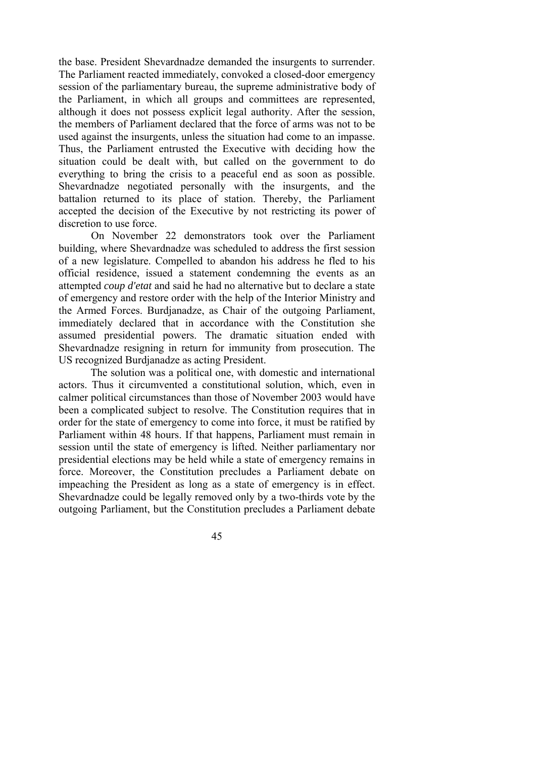the base. President Shevardnadze demanded the insurgents to surrender. The Parliament reacted immediately, convoked a closed-door emergency session of the parliamentary bureau, the supreme administrative body of the Parliament, in which all groups and committees are represented, although it does not possess explicit legal authority. After the session, the members of Parliament declared that the force of arms was not to be used against the insurgents, unless the situation had come to an impasse. Thus, the Parliament entrusted the Executive with deciding how the situation could be dealt with, but called on the government to do everything to bring the crisis to a peaceful end as soon as possible. Shevardnadze negotiated personally with the insurgents, and the battalion returned to its place of station. Thereby, the Parliament accepted the decision of the Executive by not restricting its power of discretion to use force.

On November 22 demonstrators took over the Parliament building, where Shevardnadze was scheduled to address the first session of a new legislature. Compelled to abandon his address he fled to his official residence, issued a statement condemning the events as an attempted *coup d'etat* and said he had no alternative but to declare a state of emergency and restore order with the help of the Interior Ministry and the Armed Forces. Burdjanadze, as Chair of the outgoing Parliament, immediately declared that in accordance with the Constitution she assumed presidential powers. The dramatic situation ended with Shevardnadze resigning in return for immunity from prosecution. The US recognized Burdjanadze as acting President.

The solution was a political one, with domestic and international actors. Thus it circumvented a constitutional solution, which, even in calmer political circumstances than those of November 2003 would have been a complicated subject to resolve. The Constitution requires that in order for the state of emergency to come into force, it must be ratified by Parliament within 48 hours. If that happens, Parliament must remain in session until the state of emergency is lifted. Neither parliamentary nor presidential elections may be held while a state of emergency remains in force. Moreover, the Constitution precludes a Parliament debate on impeaching the President as long as a state of emergency is in effect. Shevardnadze could be legally removed only by a two-thirds vote by the outgoing Parliament, but the Constitution precludes a Parliament debate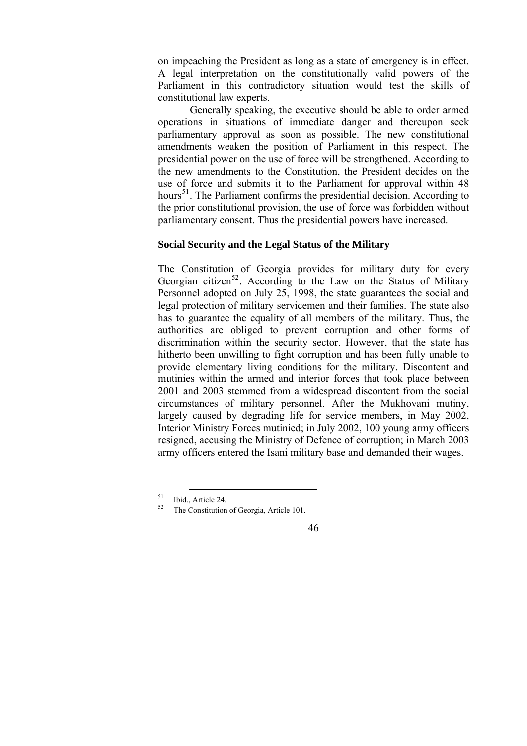on impeaching the President as long as a state of emergency is in effect. A legal interpretation on the constitutionally valid powers of the Parliament in this contradictory situation would test the skills of constitutional law experts.

Generally speaking, the executive should be able to order armed operations in situations of immediate danger and thereupon seek parliamentary approval as soon as possible. The new constitutional amendments weaken the position of Parliament in this respect. The presidential power on the use of force will be strengthened. According to the new amendments to the Constitution, the President decides on the use of force and submits it to the Parliament for approval within 48 hours[51]. The Parliament confirms the presidential decision. According to the prior constitutional provision, the use of force was forbidden without parliamentary consent. Thus the presidential powers have increased.

### Social Security and the Legal Status of the Military

The Constitution of Georgia provides for military duty for every Georgian citizen[52]. According to the Law on the Status of Military Personnel adopted on July 25, 1998, the state guarantees the social and legal protection of military servicemen and their families. The state also has to guarantee the equality of all members of the military. Thus, the authorities are obliged to prevent corruption and other forms of discrimination within the security sector. However, that the state has hitherto been unwilling to fight corruption and has been fully unable to provide elementary living conditions for the military. Discontent and mutinies within the armed and interior forces that took place between 2001 and 2003 stemmed from a widespread discontent from the social circumstances of military personnel. After the Mukhovani mutiny, largely caused by degrading life for service members, in May 2002, Interior Ministry Forces mutinied; in July 2002, 100 young army officers resigned, accusing the Ministry of Defence of corruption; in March 2003 army officers entered the Isani military base and demanded their wages.

---

[51] Ibid., Article 24.

[52] The Constitution of Georgia, Article 101.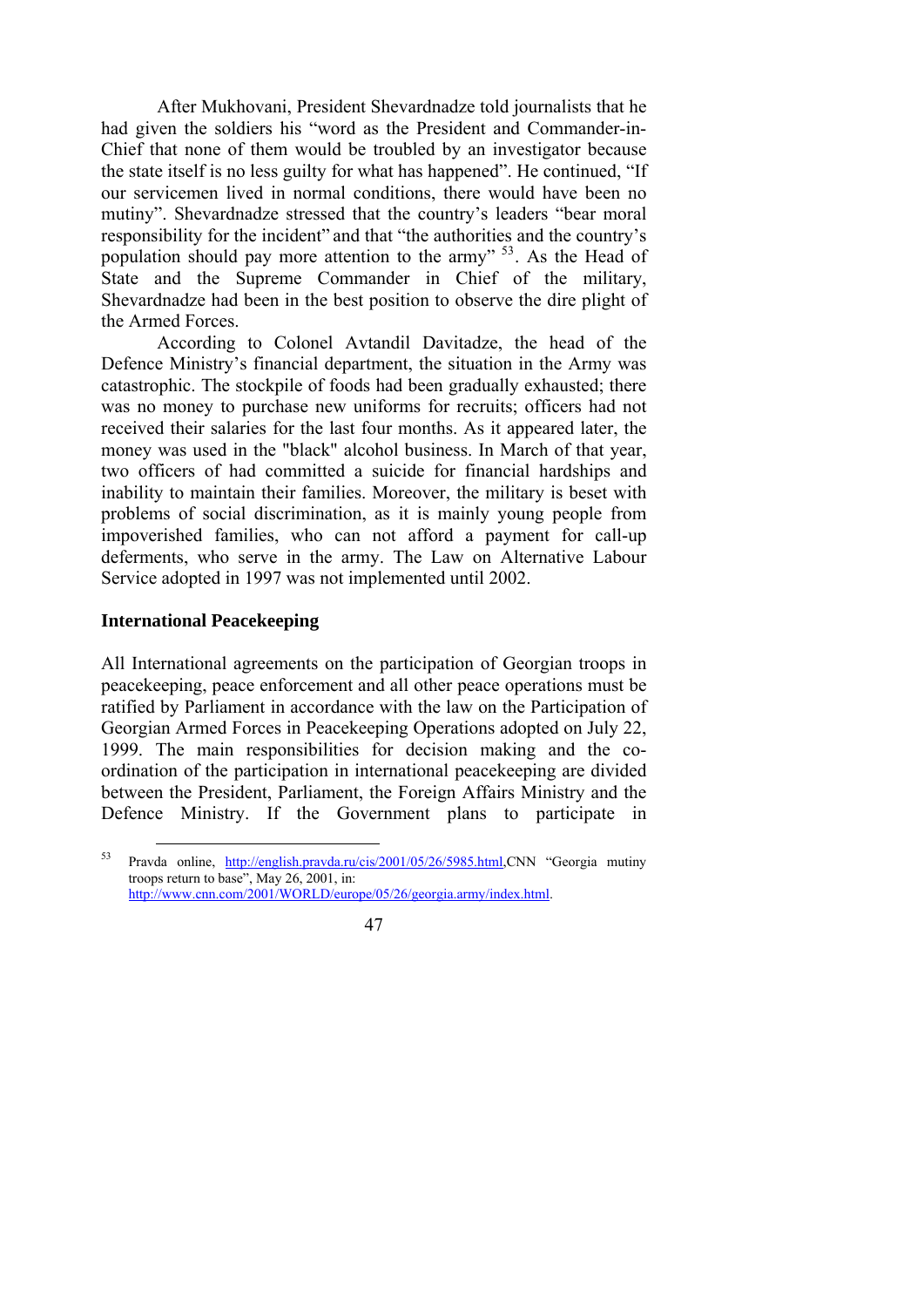After Mukhovani, President Shevardnadze told journalists that he had given the soldiers his "word as the President and Commander-in-Chief that none of them would be troubled by an investigator because the state itself is no less guilty for what has happened". He continued, "If our servicemen lived in normal conditions, there would have been no mutiny". Shevardnadze stressed that the country's leaders "bear moral responsibility for the incident" and that "the authorities and the country's population should pay more attention to the army" [53]. As the Head of State and the Supreme Commander in Chief of the military, Shevardnadze had been in the best position to observe the dire plight of the Armed Forces.

According to Colonel Avtandil Davitadze, the head of the Defence Ministry's financial department, the situation in the Army was catastrophic. The stockpile of foods had been gradually exhausted; there was no money to purchase new uniforms for recruits; officers had not received their salaries for the last four months. As it appeared later, the money was used in the "black" alcohol business. In March of that year, two officers of had committed a suicide for financial hardships and inability to maintain their families. Moreover, the military is beset with problems of social discrimination, as it is mainly young people from impoverished families, who can not afford a payment for call-up deferments, who serve in the army. The Law on Alternative Labour Service adopted in 1997 was not implemented until 2002.

### International Peacekeeping

All International agreements on the participation of Georgian troops in peacekeeping, peace enforcement and all other peace operations must be ratified by Parliament in accordance with the law on the Participation of Georgian Armed Forces in Peacekeeping Operations adopted on July 22, 1999. The main responsibilities for decision making and the co-ordination of the participation in international peacekeeping are divided between the President, Parliament, the Foreign Affairs Ministry and the Defence Ministry. If the Government plans to participate in

---

[53] Pravda online, http://english.pravda.ru/cis/2001/05/26/5985.html,CNN "Georgia mutiny troops return to base", May 26, 2001, in: http://www.cnn.com/2001/WORLD/europe/05/26/georgia.army/index.html.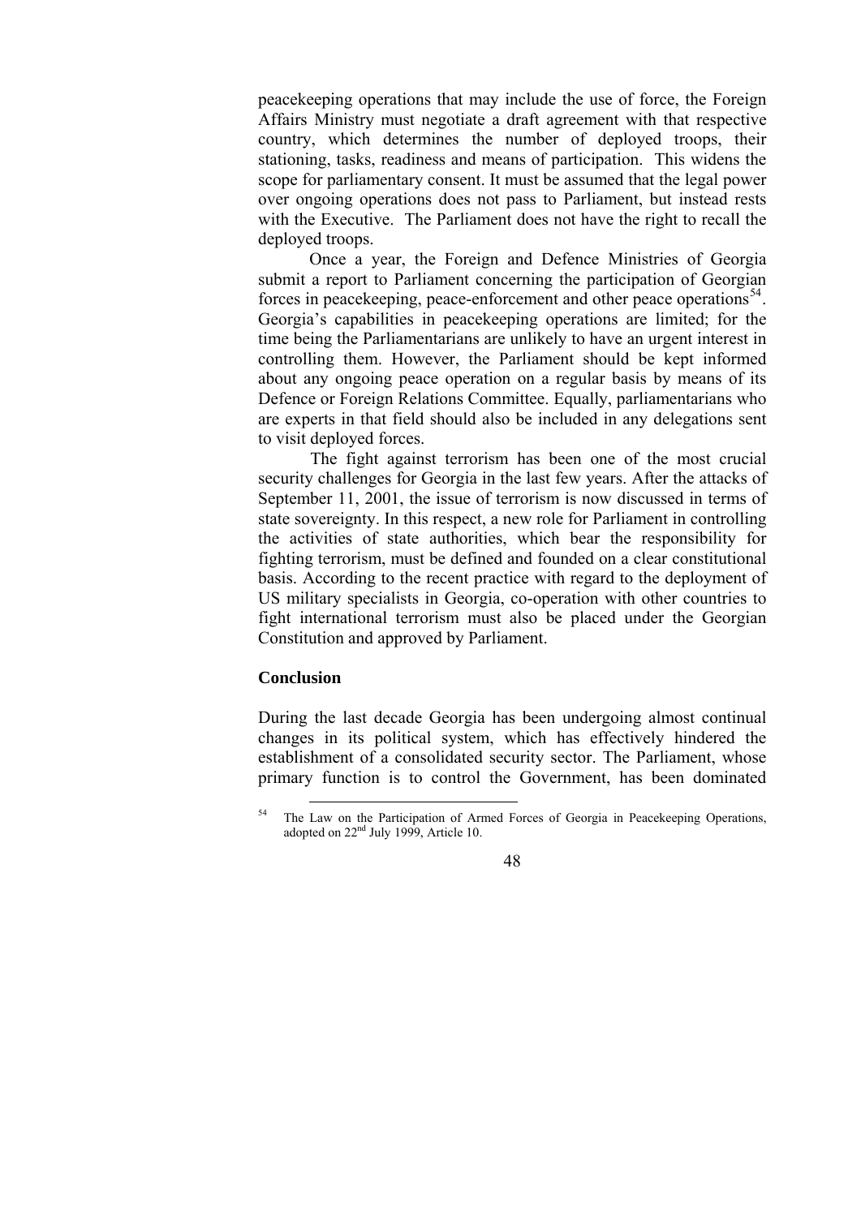peacekeeping operations that may include the use of force, the Foreign Affairs Ministry must negotiate a draft agreement with that respective country, which determines the number of deployed troops, their stationing, tasks, readiness and means of participation. This widens the scope for parliamentary consent. It must be assumed that the legal power over ongoing operations does not pass to Parliament, but instead rests with the Executive. The Parliament does not have the right to recall the deployed troops.

Once a year, the Foreign and Defence Ministries of Georgia submit a report to Parliament concerning the participation of Georgian forces in peacekeeping, peace-enforcement and other peace operations[54]. Georgia's capabilities in peacekeeping operations are limited; for the time being the Parliamentarians are unlikely to have an urgent interest in controlling them. However, the Parliament should be kept informed about any ongoing peace operation on a regular basis by means of its Defence or Foreign Relations Committee. Equally, parliamentarians who are experts in that field should also be included in any delegations sent to visit deployed forces.

The fight against terrorism has been one of the most crucial security challenges for Georgia in the last few years. After the attacks of September 11, 2001, the issue of terrorism is now discussed in terms of state sovereignty. In this respect, a new role for Parliament in controlling the activities of state authorities, which bear the responsibility for fighting terrorism, must be defined and founded on a clear constitutional basis. According to the recent practice with regard to the deployment of US military specialists in Georgia, co-operation with other countries to fight international terrorism must also be placed under the Georgian Constitution and approved by Parliament.

**Conclusion**

During the last decade Georgia has been undergoing almost continual changes in its political system, which has effectively hindered the establishment of a consolidated security sector. The Parliament, whose primary function is to control the Government, has been dominated

---

[54] The Law on the Participation of Armed Forces of Georgia in Peacekeeping Operations, adopted on 22nd July 1999, Article 10.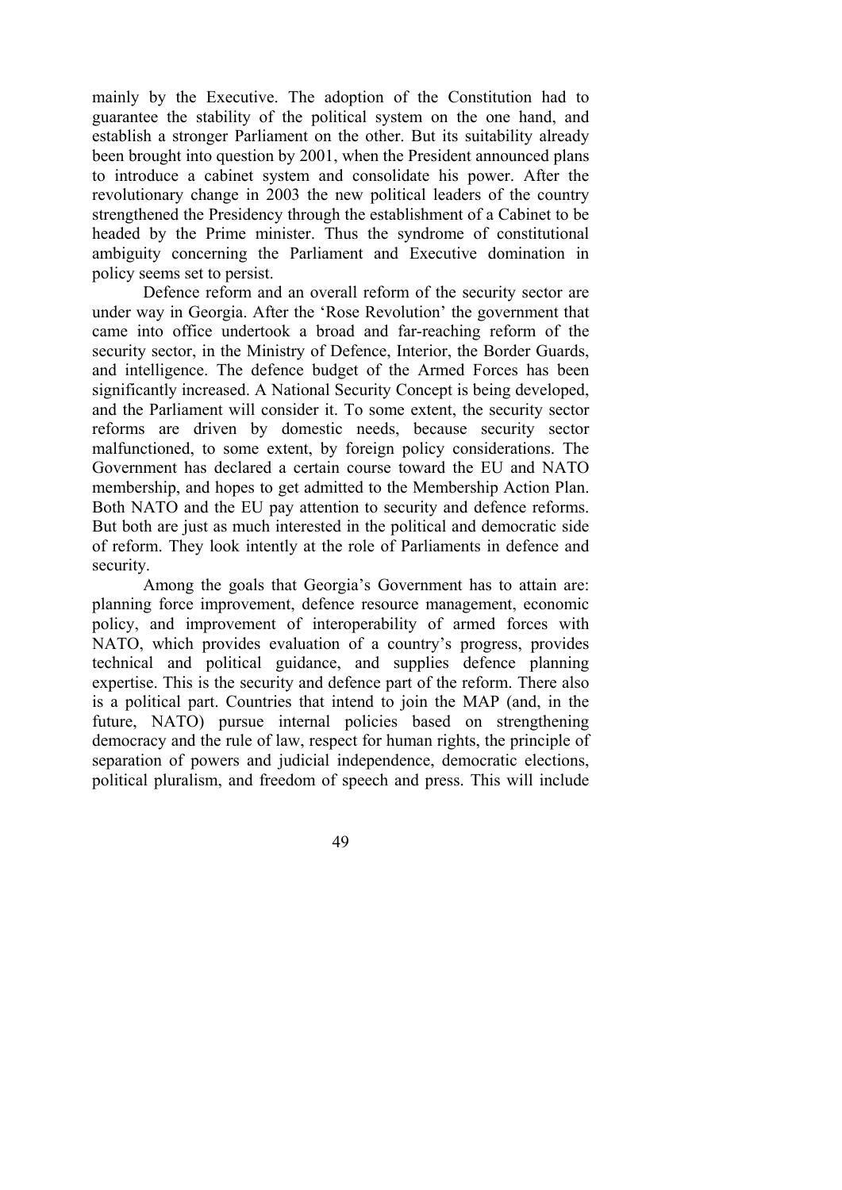mainly by the Executive. The adoption of the Constitution had to guarantee the stability of the political system on the one hand, and establish a stronger Parliament on the other. But its suitability already been brought into question by 2001, when the President announced plans to introduce a cabinet system and consolidate his power. After the revolutionary change in 2003 the new political leaders of the country strengthened the Presidency through the establishment of a Cabinet to be headed by the Prime minister. Thus the syndrome of constitutional ambiguity concerning the Parliament and Executive domination in policy seems set to persist.

Defence reform and an overall reform of the security sector are under way in Georgia. After the 'Rose Revolution' the government that came into office undertook a broad and far-reaching reform of the security sector, in the Ministry of Defence, Interior, the Border Guards, and intelligence. The defence budget of the Armed Forces has been significantly increased. A National Security Concept is being developed, and the Parliament will consider it. To some extent, the security sector reforms are driven by domestic needs, because security sector malfunctioned, to some extent, by foreign policy considerations. The Government has declared a certain course toward the EU and NATO membership, and hopes to get admitted to the Membership Action Plan. Both NATO and the EU pay attention to security and defence reforms. But both are just as much interested in the political and democratic side of reform. They look intently at the role of Parliaments in defence and security.

Among the goals that Georgia's Government has to attain are: planning force improvement, defence resource management, economic policy, and improvement of interoperability of armed forces with NATO, which provides evaluation of a country's progress, provides technical and political guidance, and supplies defence planning expertise. This is the security and defence part of the reform. There also is a political part. Countries that intend to join the MAP (and, in the future, NATO) pursue internal policies based on strengthening democracy and the rule of law, respect for human rights, the principle of separation of powers and judicial independence, democratic elections, political pluralism, and freedom of speech and press. This will include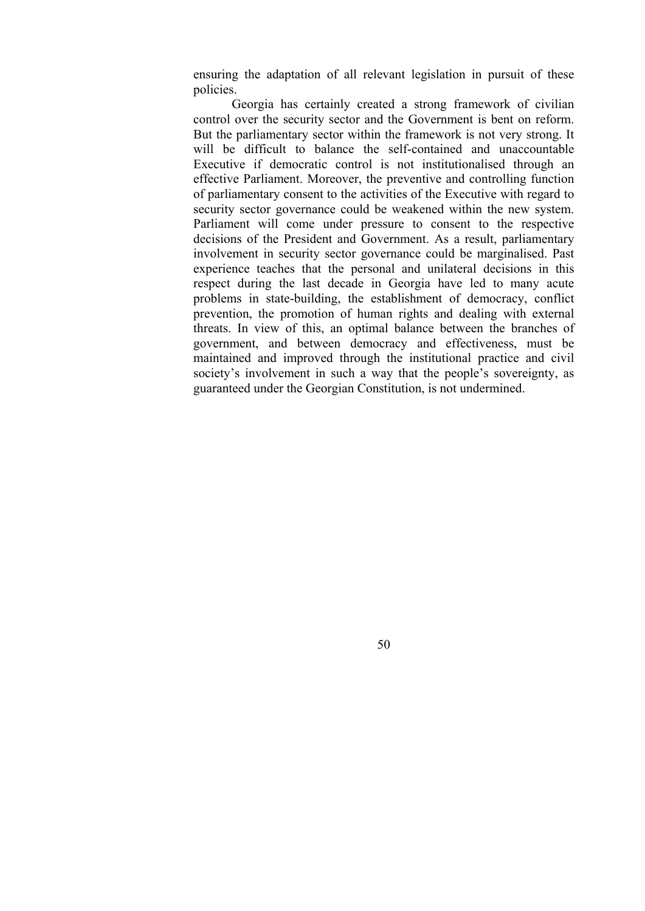ensuring the adaptation of all relevant legislation in pursuit of these policies.

Georgia has certainly created a strong framework of civilian control over the security sector and the Government is bent on reform. But the parliamentary sector within the framework is not very strong. It will be difficult to balance the self-contained and unaccountable Executive if democratic control is not institutionalised through an effective Parliament. Moreover, the preventive and controlling function of parliamentary consent to the activities of the Executive with regard to security sector governance could be weakened within the new system. Parliament will come under pressure to consent to the respective decisions of the President and Government. As a result, parliamentary involvement in security sector governance could be marginalised. Past experience teaches that the personal and unilateral decisions in this respect during the last decade in Georgia have led to many acute problems in state-building, the establishment of democracy, conflict prevention, the promotion of human rights and dealing with external threats. In view of this, an optimal balance between the branches of government, and between democracy and effectiveness, must be maintained and improved through the institutional practice and civil society's involvement in such a way that the people's sovereignty, as guaranteed under the Georgian Constitution, is not undermined.